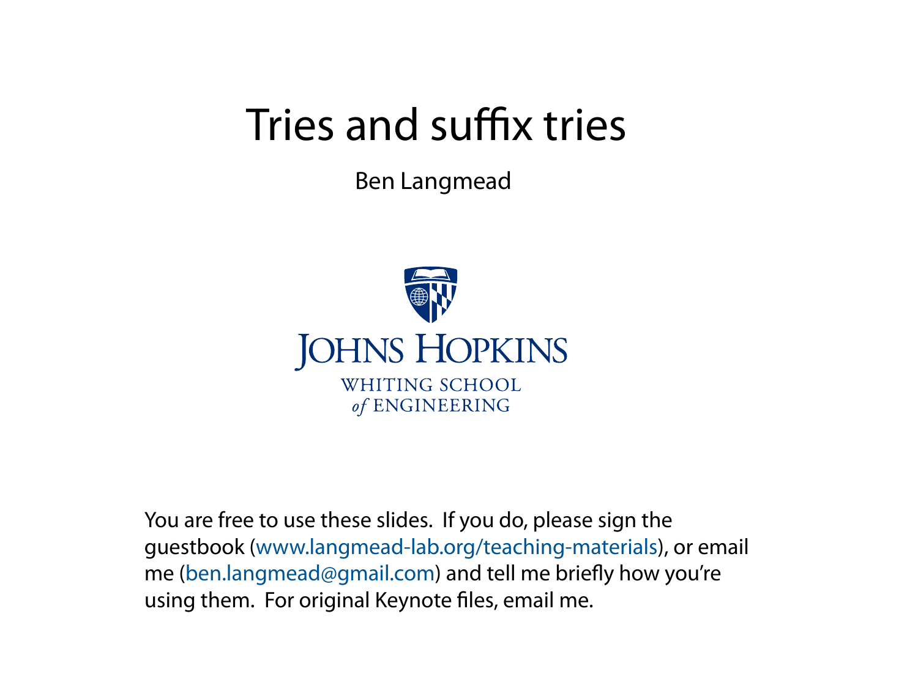# Tries and suffix tries

Ben Langmead

JOHNS HOPKINS
WHITING SCHOOL
*of* ENGINEERING

You are free to use these slides. If you do, please sign the guestbook (www.langmead-lab.org/teaching-materials), or email me (ben.langmead@gmail.com) and tell me briefly how you're using them. For original Keynote files, email me.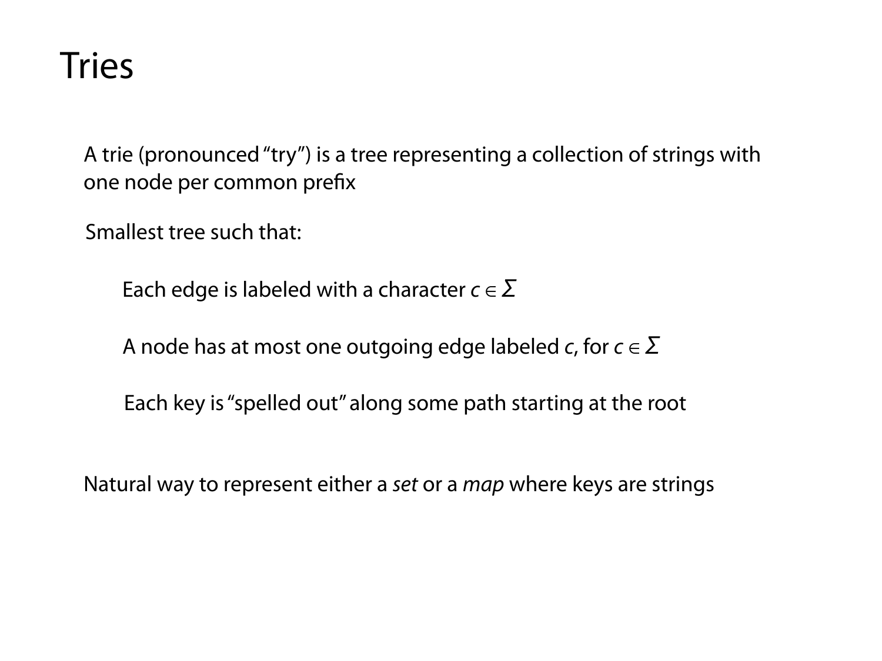# Tries

A trie (pronounced "try") is a tree representing a collection of strings with one node per common prefix

Smallest tree such that:

- Each edge is labeled with a character $c \in \Sigma$
- A node has at most one outgoing edge labeled $c$, for $c \in \Sigma$
- Each key is "spelled out" along some path starting at the root

Natural way to represent either a *set* or a *map* where keys are strings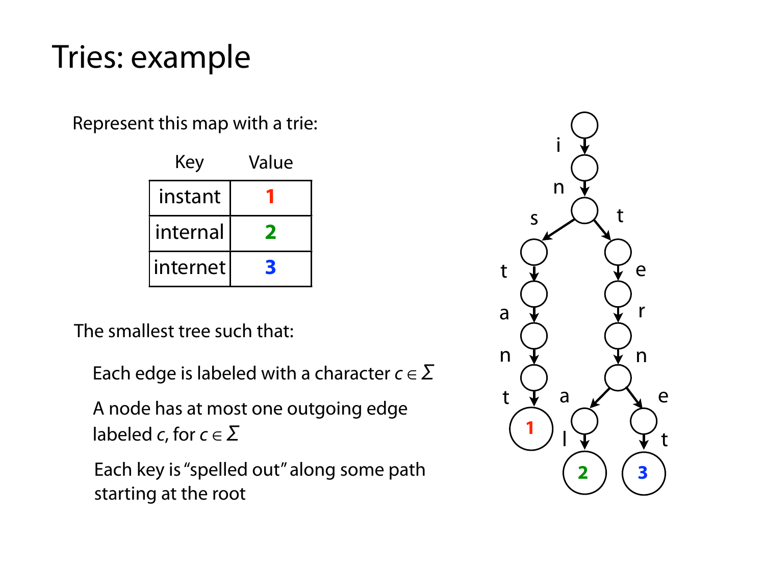# Tries: example

Represent this map with a trie:

| Key | Value |
|---|---|
| instant | 1 |
| internal | 2 |
| internet | 3 |

The smallest tree such that:

Each edge is labeled with a character $c \in \Sigma$

A node has at most one outgoing edge labeled $c$, for $c \in \Sigma$

Each key is "spelled out" along some path starting at the root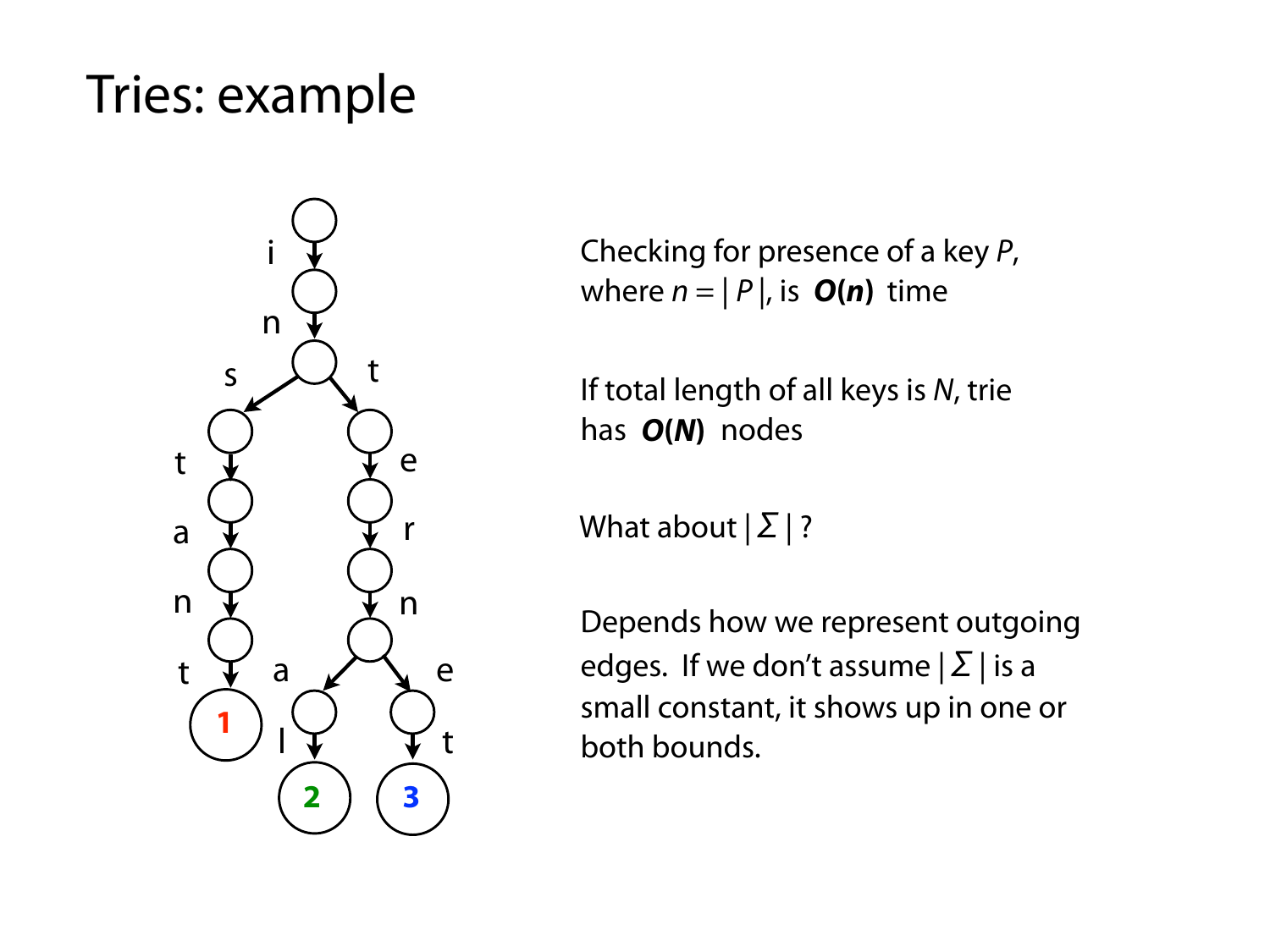# Tries: example

Checking for presence of a key $P$, where $n = |P|$, is $\boldsymbol{O(n)}$ time

If total length of all keys is $N$, trie has $\boldsymbol{O(N)}$ nodes

What about $|\Sigma|$ ?

Depends how we represent outgoing edges. If we don't assume $|\Sigma|$ is a small constant, it shows up in one or both bounds.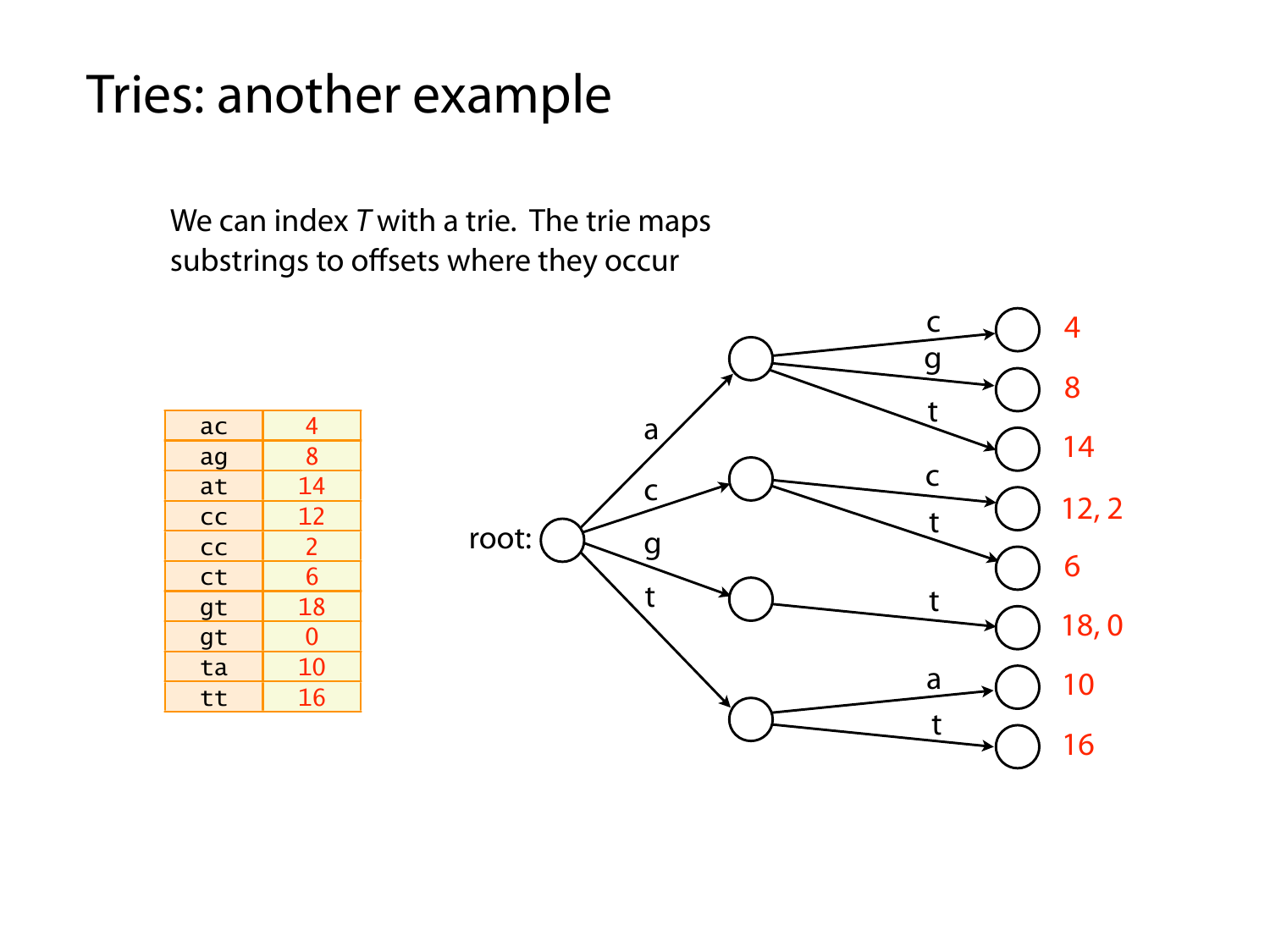# Tries: another example

We can index *T* with a trie. The trie maps substrings to offsets where they occur

| ac | 4 |
|---|---|
| ag | 8 |
| at | 14 |
| cc | 12 |
| cc | 2 |
| ct | 6 |
| gt | 18 |
| gt | 0 |
| ta | 10 |
| tt | 16 |

root:

- a
  - c → 4
  - g → 8
  - t → 14
- c
  - c → 12, 2
  - t → 6
- g
  - t → 18, 0
- t
  - a → 10
  - t → 16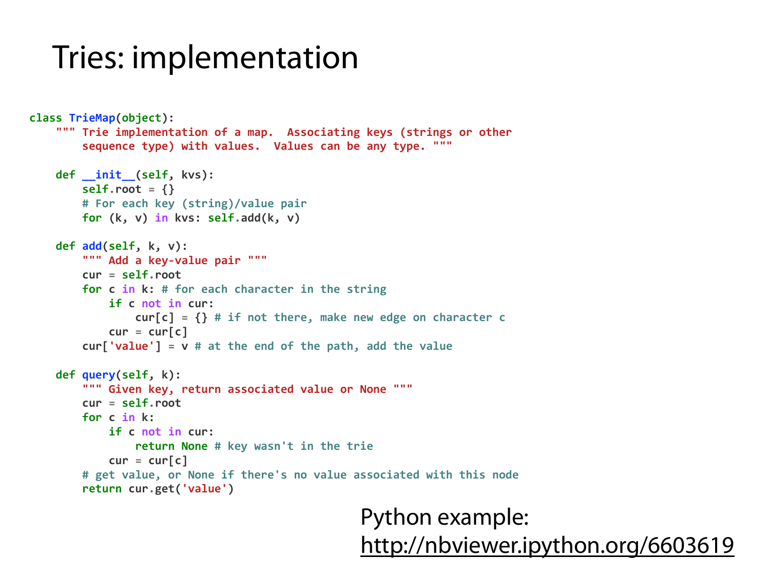# Tries: implementation

```python
class TrieMap(object):
    """ Trie implementation of a map.  Associating keys (strings or other
        sequence type) with values.  Values can be any type. """

    def __init__(self, kvs):
        self.root = {}
        # For each key (string)/value pair
        for (k, v) in kvs: self.add(k, v)

    def add(self, k, v):
        """ Add a key-value pair """
        cur = self.root
        for c in k: # for each character in the string
            if c not in cur:
                cur[c] = {} # if not there, make new edge on character c
            cur = cur[c]
        cur['value'] = v # at the end of the path, add the value

    def query(self, k):
        """ Given key, return associated value or None """
        cur = self.root
        for c in k:
            if c not in cur:
                return None # key wasn't in the trie
            cur = cur[c]
        # get value, or None if there's no value associated with this node
        return cur.get('value')
```

Python example:
http://nbviewer.ipython.org/6603619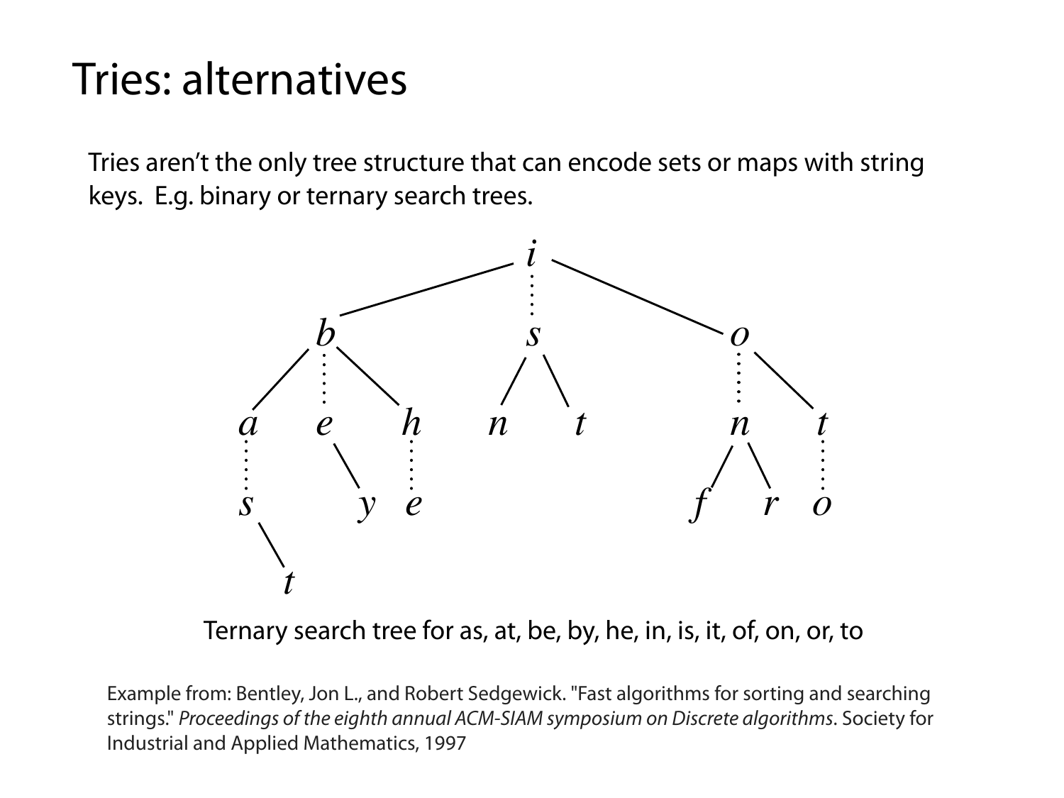# Tries: alternatives

Tries aren't the only tree structure that can encode sets or maps with string keys. E.g. binary or ternary search trees.

Ternary search tree for as, at, be, by, he, in, is, it, of, on, or, to

Example from: Bentley, Jon L., and Robert Sedgewick. "Fast algorithms for sorting and searching strings." *Proceedings of the eighth annual ACM-SIAM symposium on Discrete algorithms*. Society for Industrial and Applied Mathematics, 1997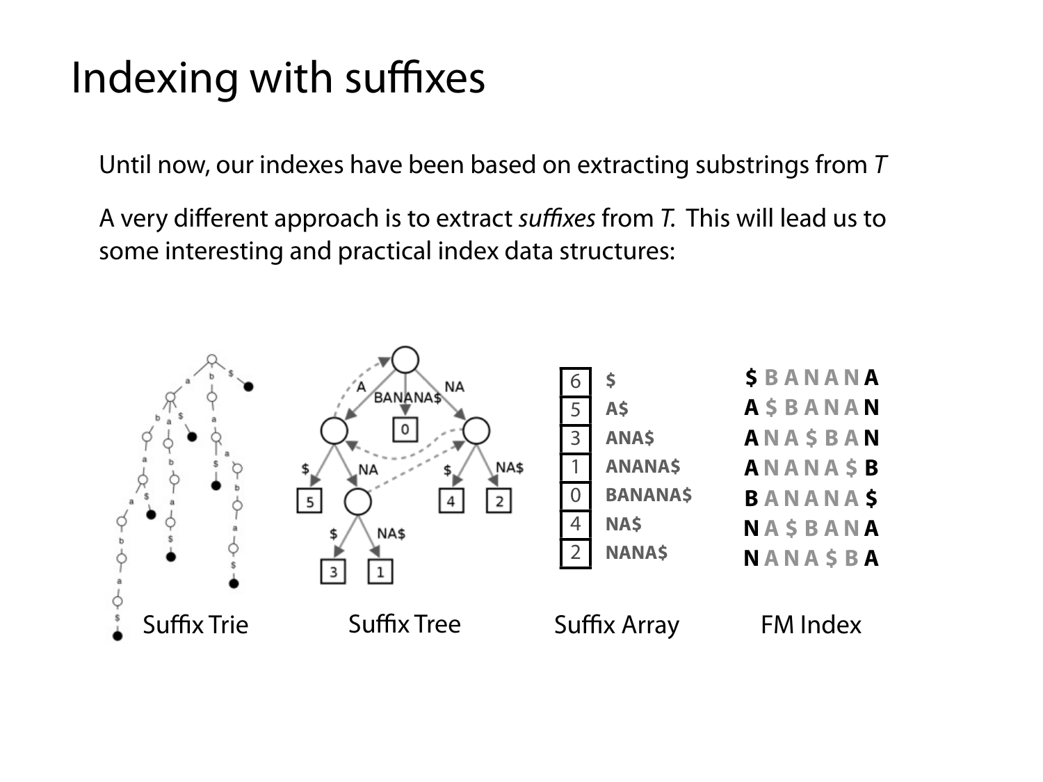# Indexing with suffixes

Until now, our indexes have been based on extracting substrings from *T*

A very different approach is to extract *suffixes* from *T*. This will lead us to some interesting and practical index data structures:

| 6 | $ |
| --- | --- |
| 5 | A$ |
| 3 | ANA$ |
| 1 | ANANA$ |
| 0 | BANANA$ |
| 4 | NA$ |
| 2 | NANA$ |

**$** BANAN **A**
**A** $BANA **N**
**A** NA$BA **N**
**A** NANA$ **B**
**B** ANANA **$**
**N** A$BAN **A**
**N** ANA$B **A**

Suffix Trie     Suffix Tree     Suffix Array     FM Index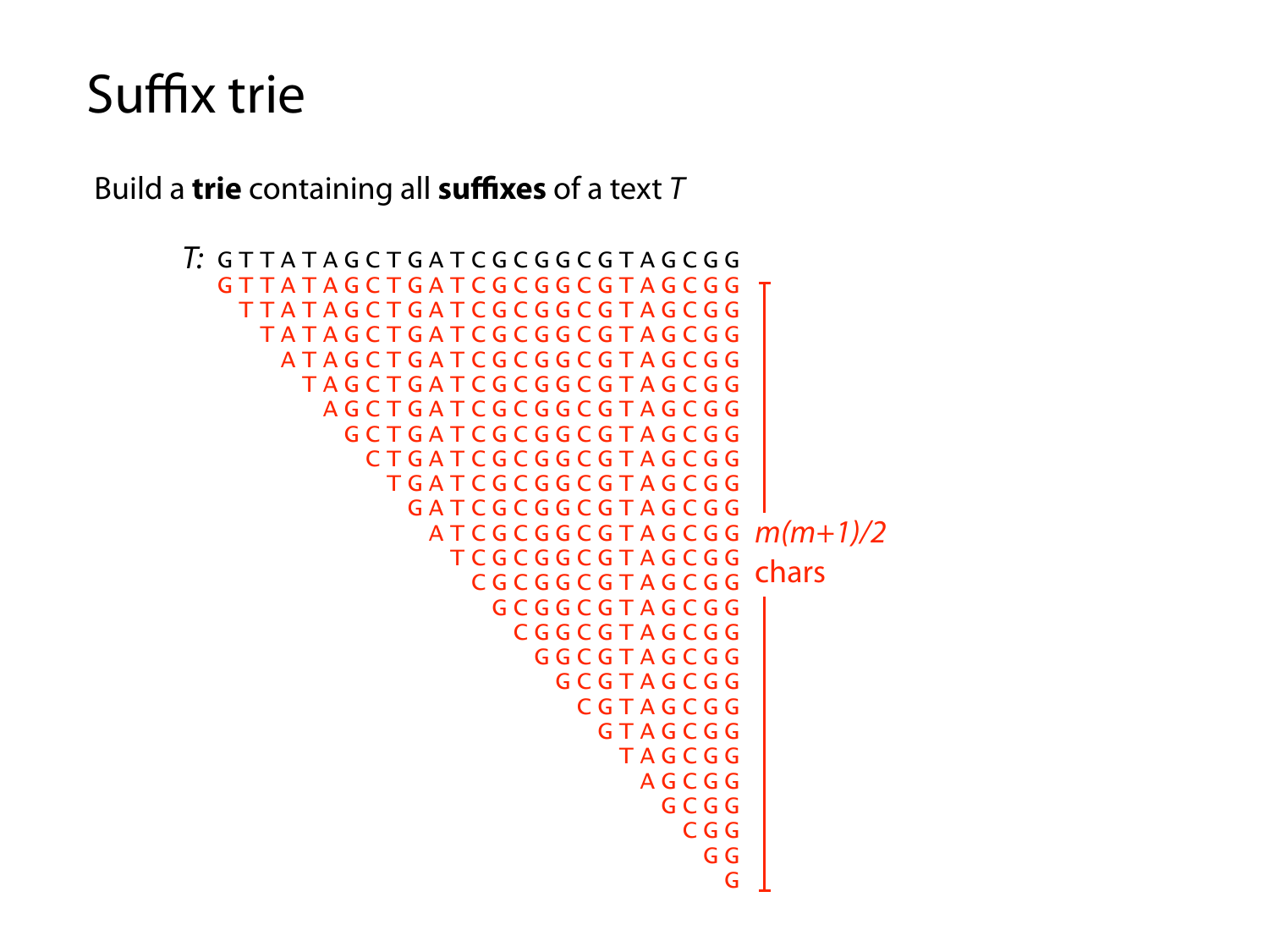# Suffix trie

Build a **trie** containing all **suffixes** of a text *T*

```
T: GTTATAGCTGATCGCGGCGTAGCGG
   GTTATAGCTGATCGCGGCGTAGCGG
    TTATAGCTGATCGCGGCGTAGCGG
     TATAGCTGATCGCGGCGTAGCGG
      ATAGCTGATCGCGGCGTAGCGG
       TAGCTGATCGCGGCGTAGCGG
        AGCTGATCGCGGCGTAGCGG
         GCTGATCGCGGCGTAGCGG
          CTGATCGCGGCGTAGCGG
           TGATCGCGGCGTAGCGG
            GATCGCGGCGTAGCGG
             ATCGCGGCGTAGCGG
              TCGCGGCGTAGCGG
               CGCGGCGTAGCGG
                GCGGCGTAGCGG
                 CGGCGTAGCGG
                  GGCGTAGCGG
                   GCGTAGCGG
                    CGTAGCGG
                     GTAGCGG
                      TAGCGG
                       AGCGG
                        GCGG
                         CGG
                          GG
                           G
```

$m(m+1)/2$ chars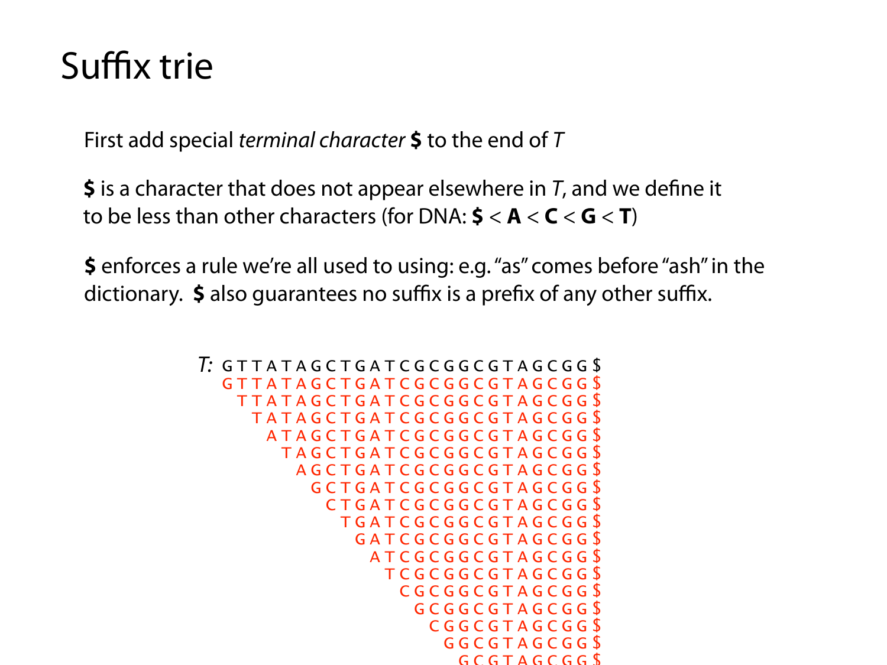# Suffix trie

First add special *terminal character* **$** to the end of *T*

**$** is a character that does not appear elsewhere in *T*, and we define it to be less than other characters (for DNA: **$** < **A** < **C** < **G** < **T**)

**$** enforces a rule we're all used to using: e.g. "as" comes before "ash" in the dictionary. **$** also guarantees no suffix is a prefix of any other suffix.

```
T: GTTATAGCTGATCGCGGCGTAGCGG$
   GTTATAGCTGATCGCGGCGTAGCGG$
    TTATAGCTGATCGCGGCGTAGCGG$
     TATAGCTGATCGCGGCGTAGCGG$
      ATAGCTGATCGCGGCGTAGCGG$
       TAGCTGATCGCGGCGTAGCGG$
        AGCTGATCGCGGCGTAGCGG$
         GCTGATCGCGGCGTAGCGG$
          CTGATCGCGGCGTAGCGG$
           TGATCGCGGCGTAGCGG$
            GATCGCGGCGTAGCGG$
             ATCGCGGCGTAGCGG$
              TCGCGGCGTAGCGG$
               CGCGGCGTAGCGG$
                GCGGCGTAGCGG$
                 CGGCGTAGCGG$
                  GGCGTAGCGG$
                   GCGTAGCGG$
```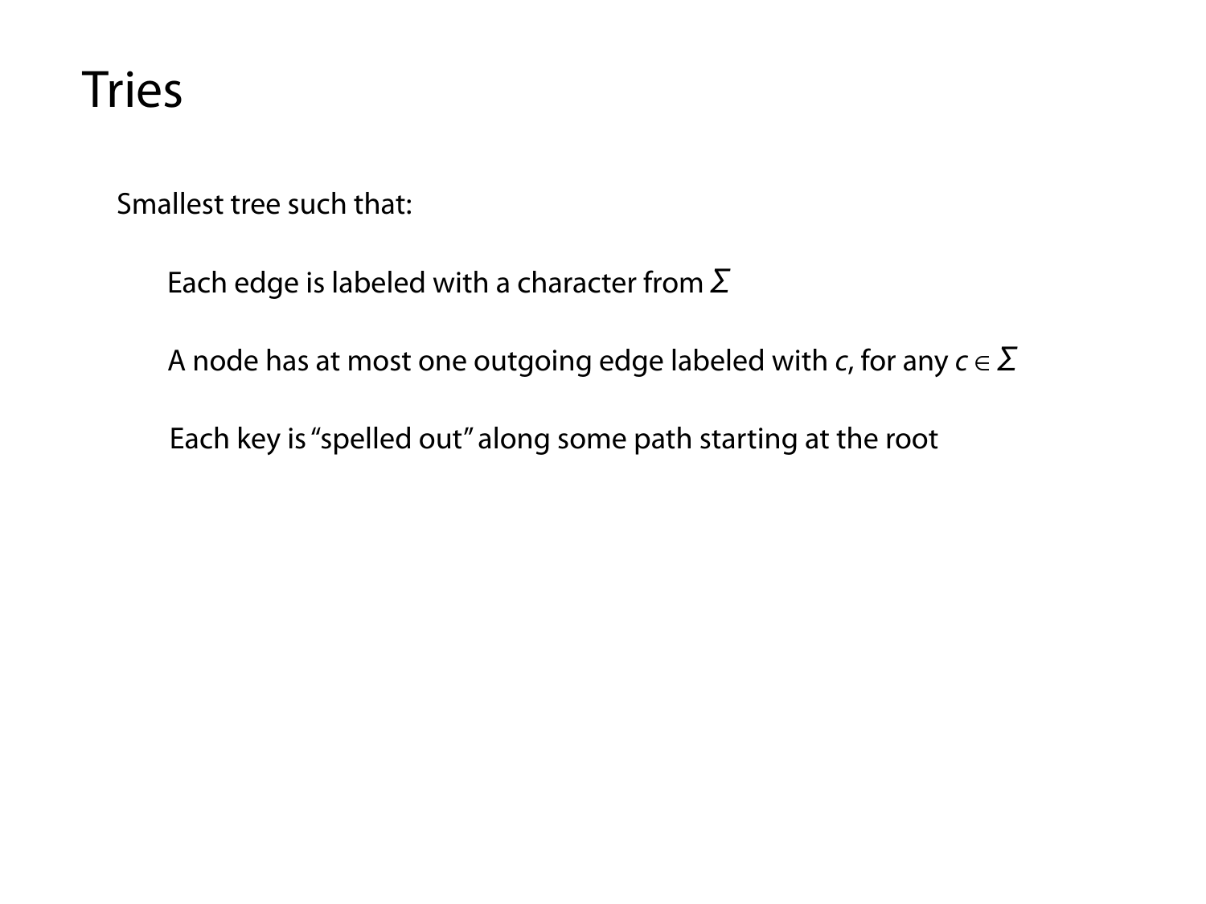# Tries

Smallest tree such that:

- Each edge is labeled with a character from $\Sigma$
- A node has at most one outgoing edge labeled with $c$, for any $c \in \Sigma$
- Each key is "spelled out" along some path starting at the root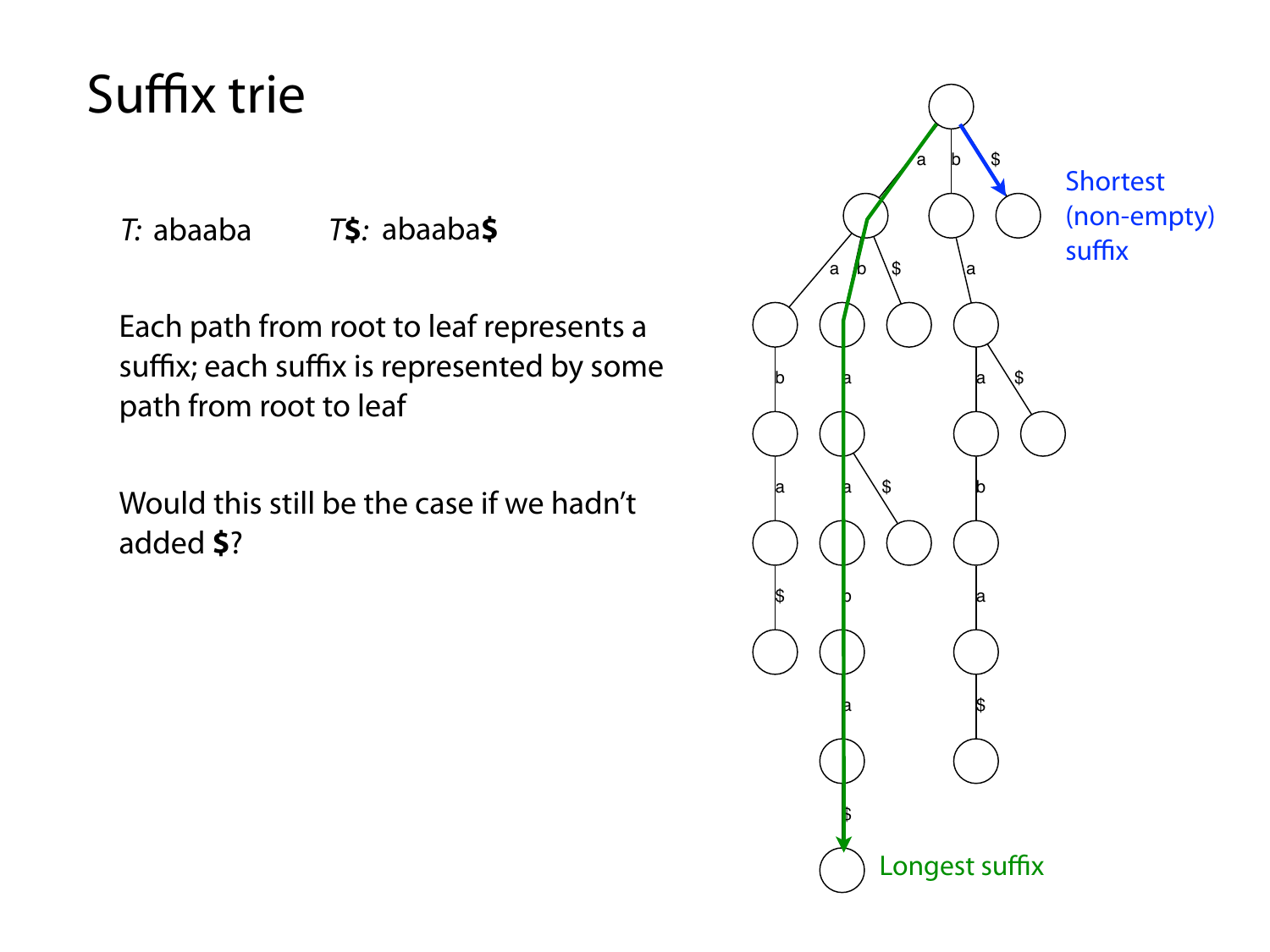# Suffix trie

*T:* abaaba *T***$***:* abaaba**$**

Each path from root to leaf represents a suffix; each suffix is represented by some path from root to leaf

Would this still be the case if we hadn't added **$**?

Shortest (non-empty) suffix

Longest suffix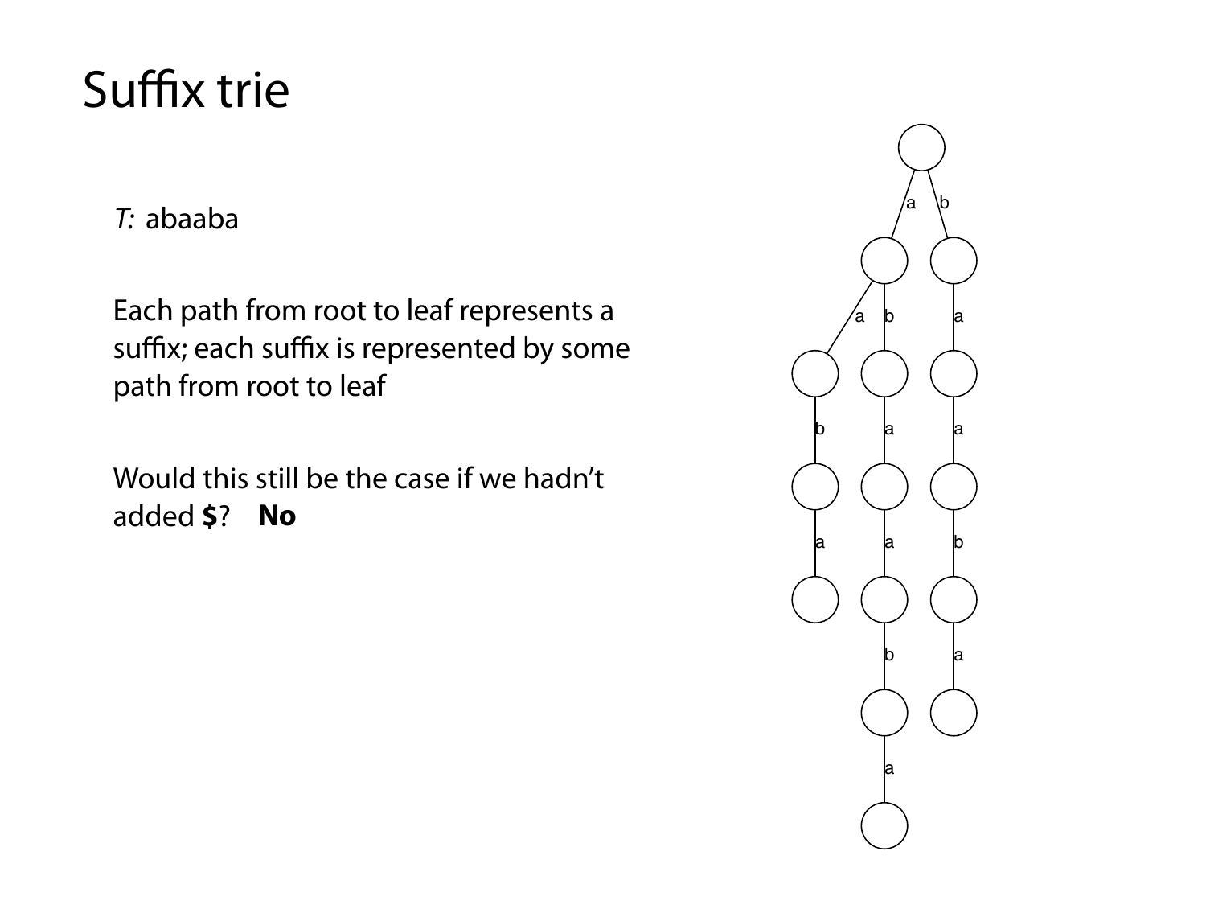# Suffix trie

*T:* abaaba

Each path from root to leaf represents a suffix; each suffix is represented by some path from root to leaf

Would this still be the case if we hadn't added **$**? **No**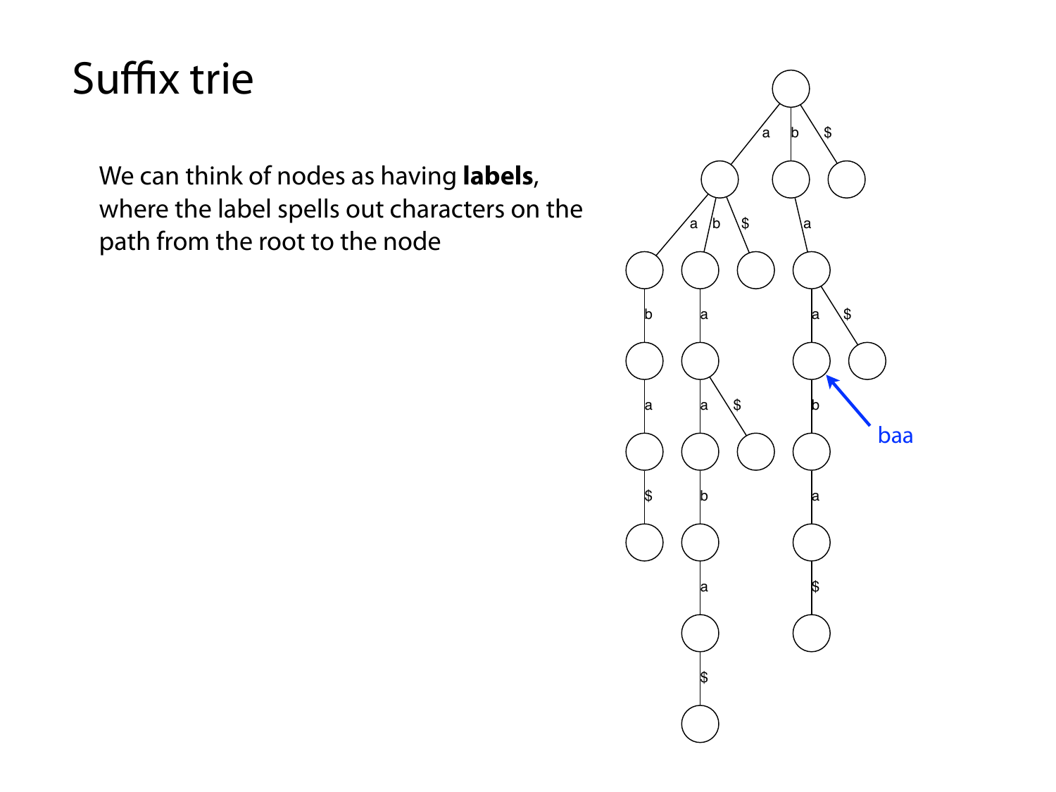# Suffix trie

We can think of nodes as having **labels**, where the label spells out characters on the path from the root to the node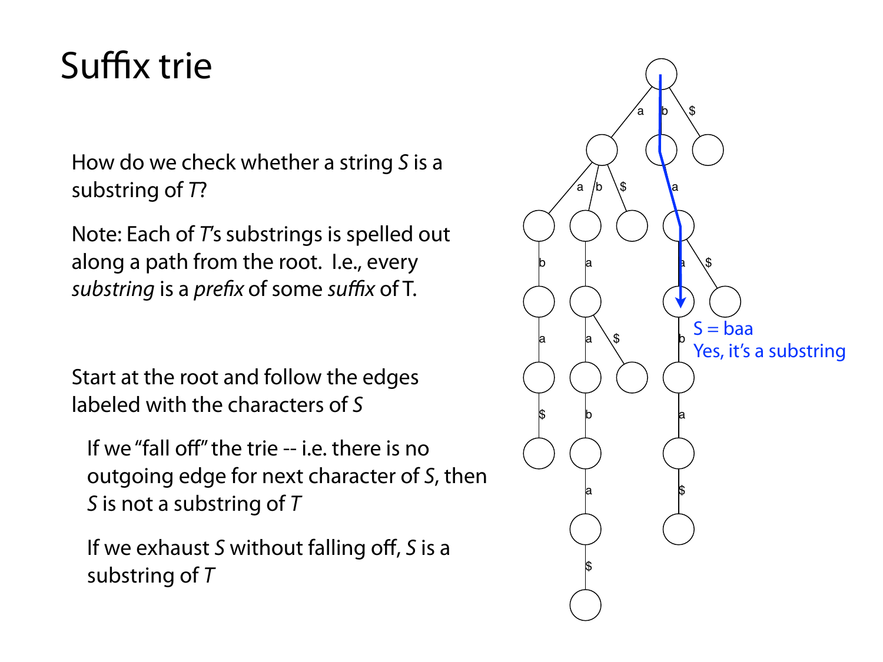# Suffix trie

How do we check whether a string *S* is a substring of *T*?

Note: Each of *T*'s substrings is spelled out along a path from the root. I.e., every *substring* is a *prefix* of some *suffix* of T.

Start at the root and follow the edges labeled with the characters of *S*

- If we "fall off" the trie -- i.e. there is no outgoing edge for next character of *S*, then *S* is not a substring of *T*
- If we exhaust *S* without falling off, *S* is a substring of *T*

S = baa
Yes, it's a substring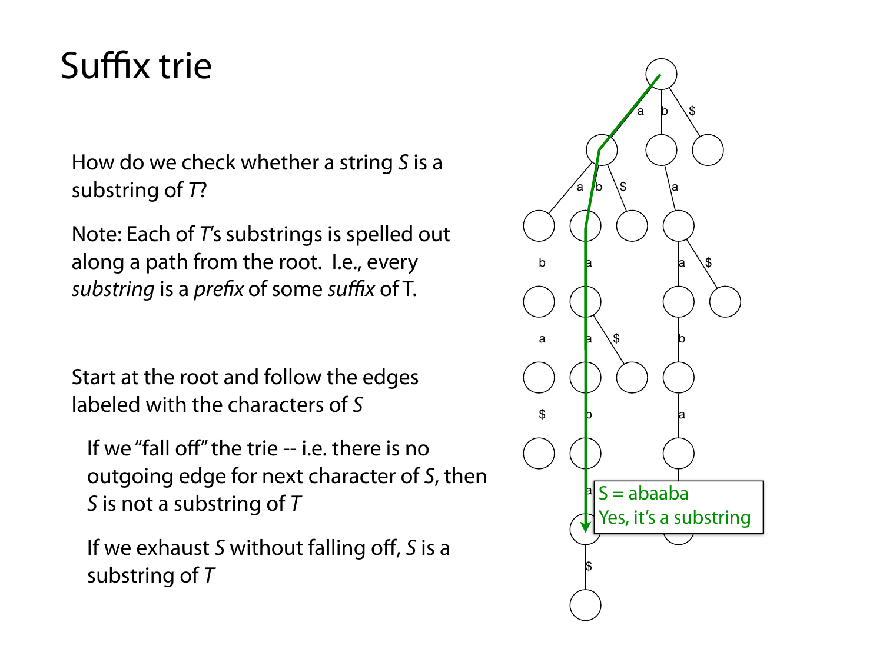# Suffix trie

How do we check whether a string *S* is a substring of *T*?

Note: Each of *T*'s substrings is spelled out along a path from the root. I.e., every *substring* is a *prefix* of some *suffix* of T.

Start at the root and follow the edges labeled with the characters of *S*

- If we "fall off" the trie -- i.e. there is no outgoing edge for next character of *S*, then *S* is not a substring of *T*
- If we exhaust *S* without falling off, *S* is a substring of *T*

S = abaaba
Yes, it's a substring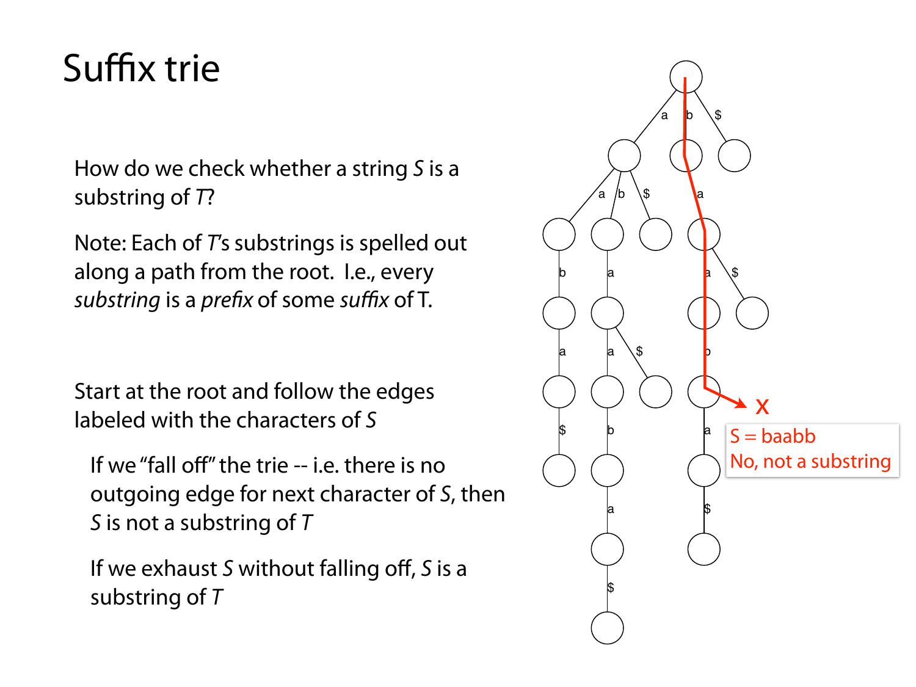# Suffix trie

How do we check whether a string *S* is a substring of *T*?

Note: Each of *T*'s substrings is spelled out along a path from the root. I.e., every *substring* is a *prefix* of some *suffix* of T.

Start at the root and follow the edges labeled with the characters of *S*

- If we "fall off" the trie -- i.e. there is no outgoing edge for next character of *S*, then *S* is not a substring of *T*
- If we exhaust *S* without falling off, *S* is a substring of *T*

S = baabb
No, not a substring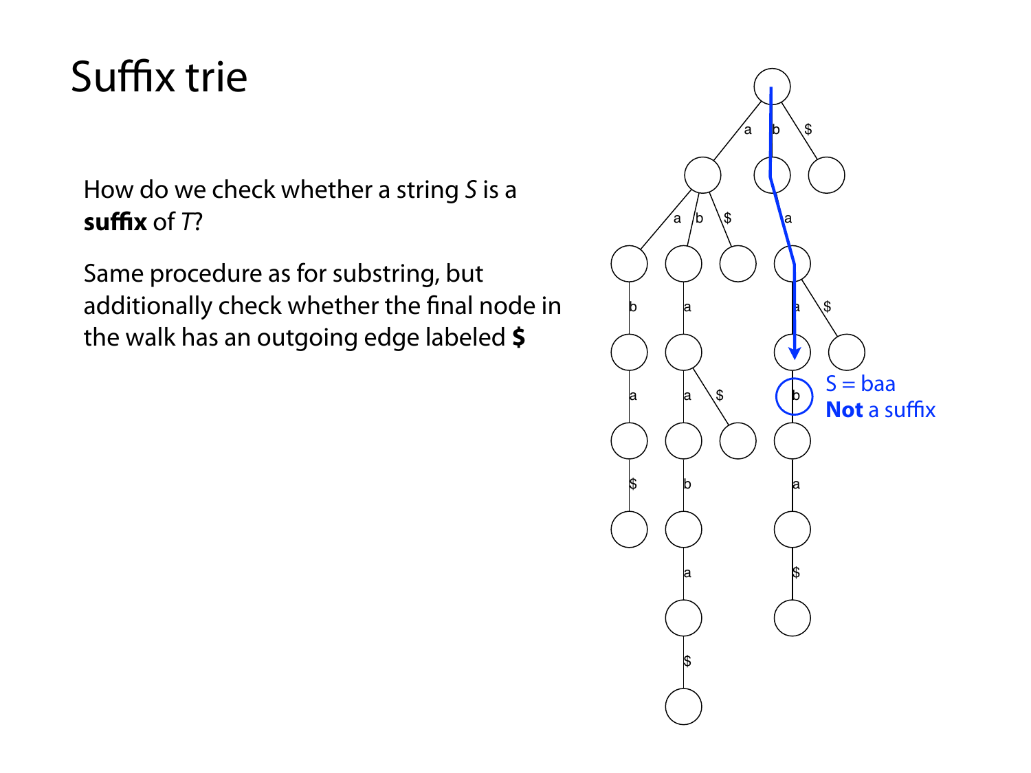# Suffix trie

How do we check whether a string *S* is a **suffix** of *T*?

Same procedure as for substring, but additionally check whether the final node in the walk has an outgoing edge labeled **$**

S = baa
**Not** a suffix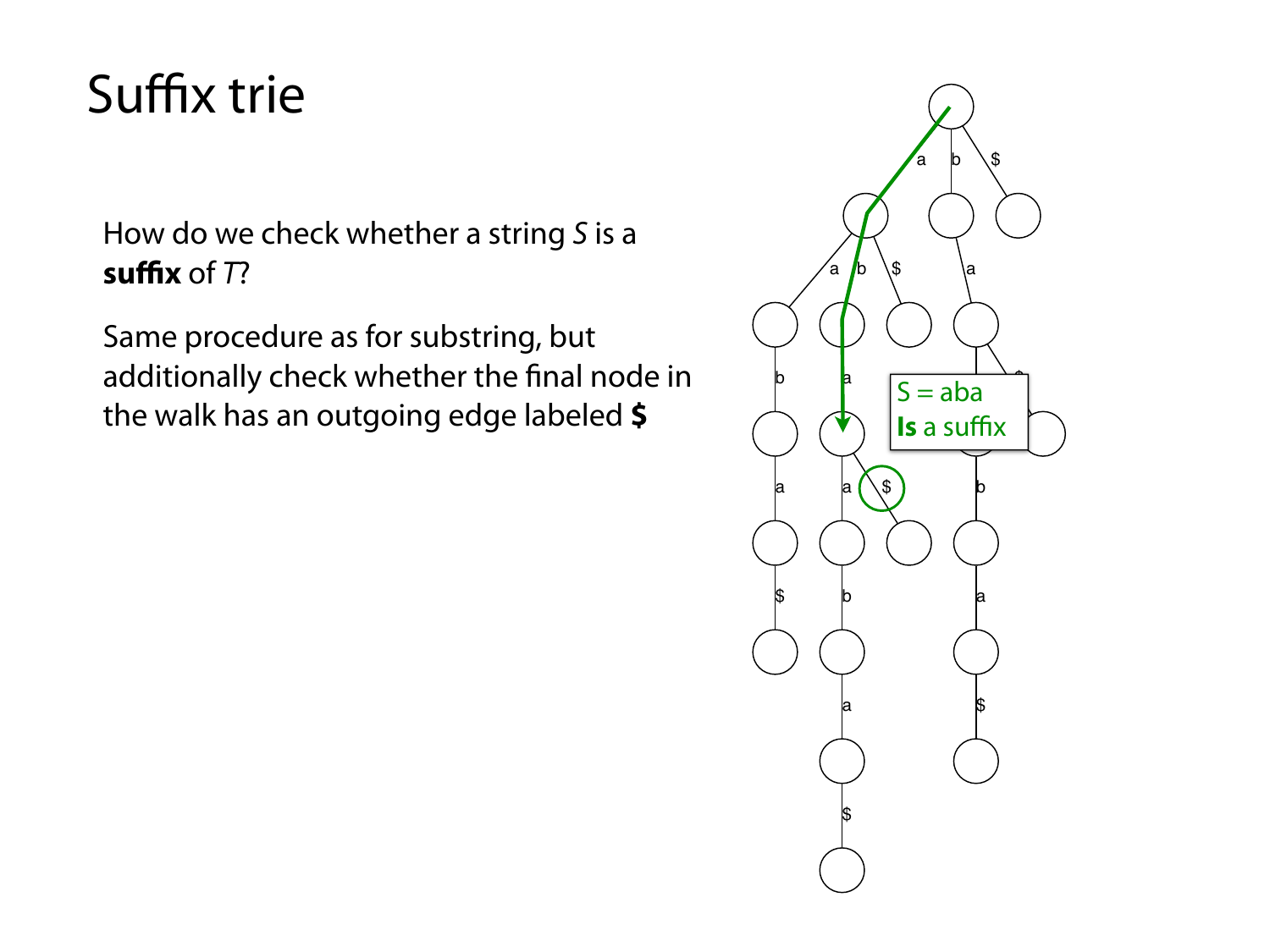# Suffix trie

How do we check whether a string *S* is a **suffix** of *T*?

Same procedure as for substring, but additionally check whether the final node in the walk has an outgoing edge labeled **$**

S = aba
**Is** a suffix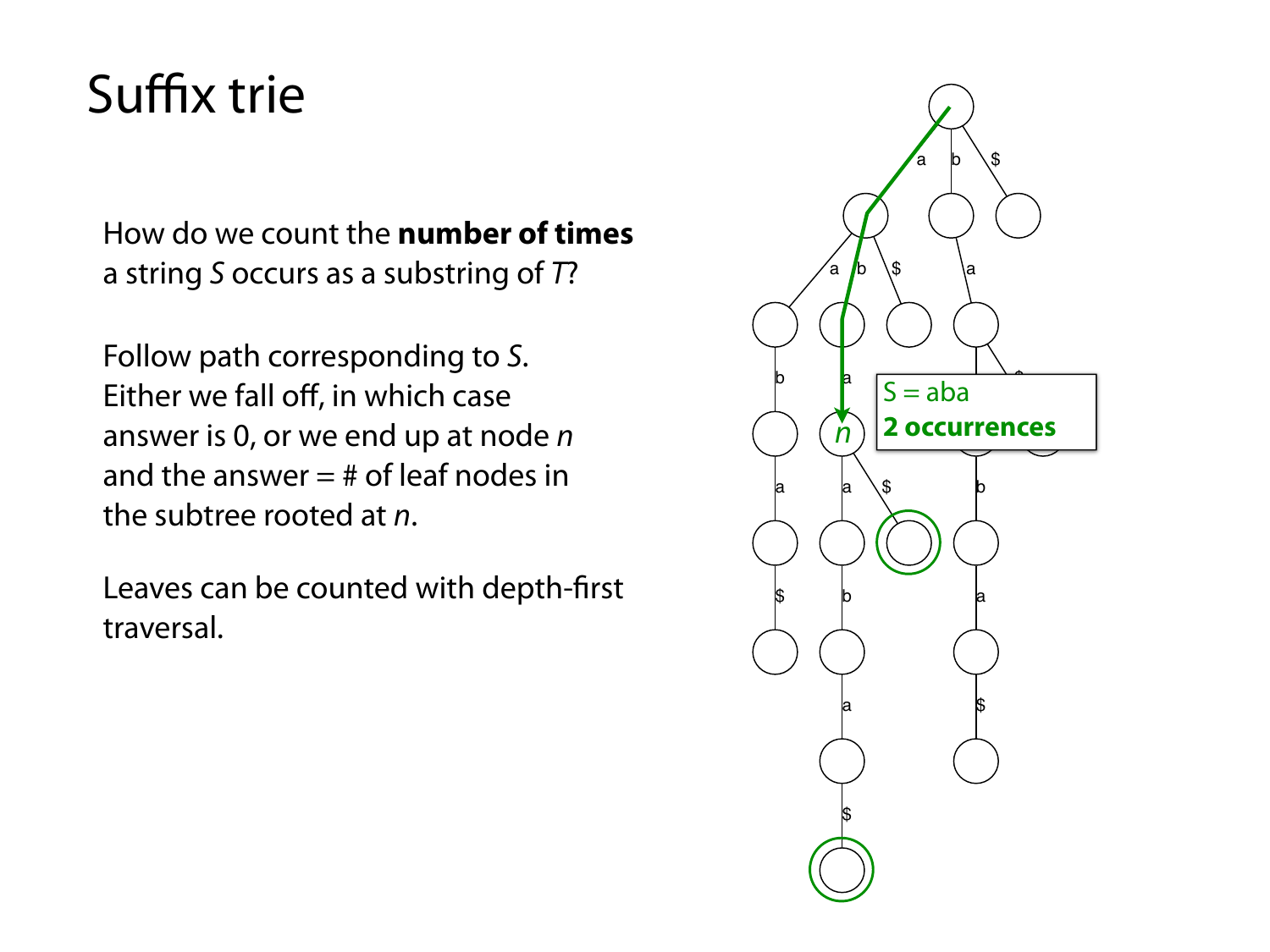# Suffix trie

How do we count the **number of times** a string *S* occurs as a substring of *T*?

Follow path corresponding to *S*. Either we fall off, in which case answer is 0, or we end up at node *n* and the answer = # of leaf nodes in the subtree rooted at *n*.

Leaves can be counted with depth-first traversal.

S = aba
**2 occurrences**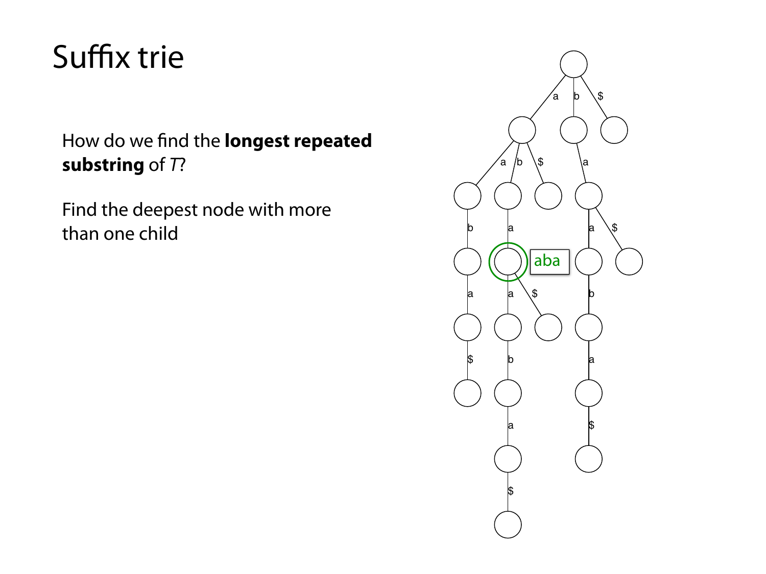# Suffix trie

How do we find the **longest repeated substring** of *T*?

Find the deepest node with more than one child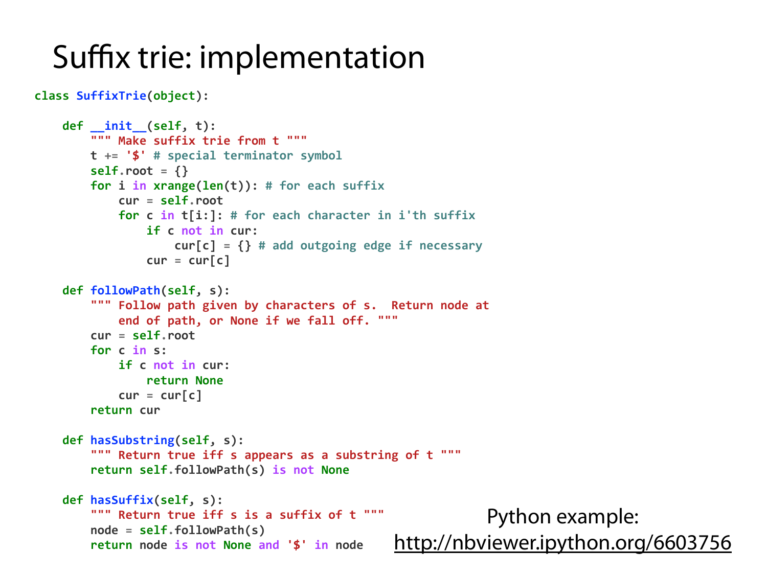# Suffix trie: implementation

```python
class SuffixTrie(object):

    def __init__(self, t):
        """ Make suffix trie from t """
        t += '$' # special terminator symbol
        self.root = {}
        for i in xrange(len(t)): # for each suffix
            cur = self.root
            for c in t[i:]: # for each character in i'th suffix
                if c not in cur:
                    cur[c] = {} # add outgoing edge if necessary
                cur = cur[c]

    def followPath(self, s):
        """ Follow path given by characters of s.  Return node at
            end of path, or None if we fall off. """
        cur = self.root
        for c in s:
            if c not in cur:
                return None
            cur = cur[c]
        return cur

    def hasSubstring(self, s):
        """ Return true iff s appears as a substring of t """
        return self.followPath(s) is not None

    def hasSuffix(self, s):
        """ Return true iff s is a suffix of t """
        node = self.followPath(s)
        return node is not None and '$' in node
```

Python example:
http://nbviewer.ipython.org/6603756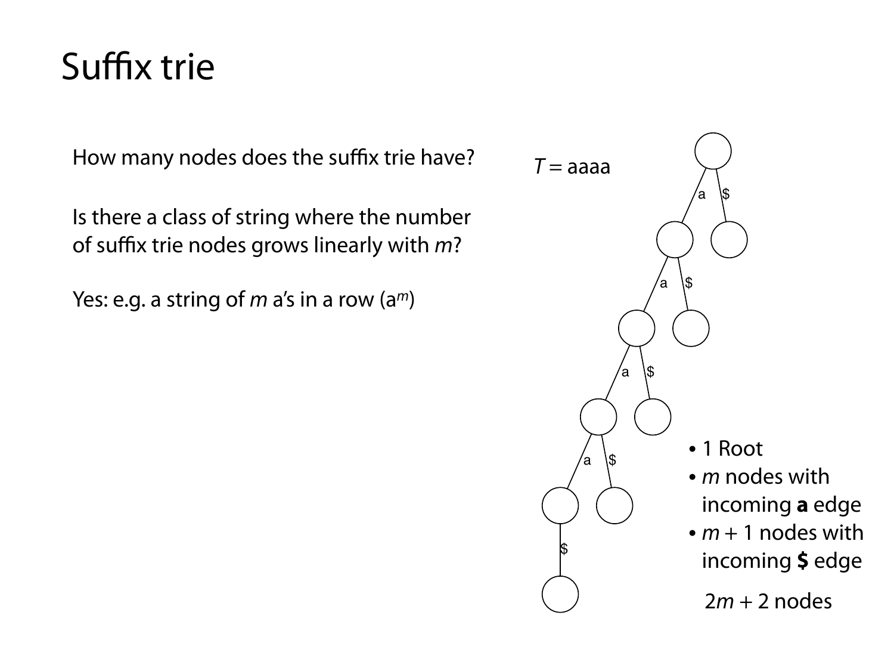# Suffix trie

How many nodes does the suffix trie have?

Is there a class of string where the number of suffix trie nodes grows linearly with $m$?

Yes: e.g. a string of $m$ a's in a row ($a^m$)

$T$ = aaaa

- 1 Root
- $m$ nodes with incoming **a** edge
- $m + 1$ nodes with incoming **$** edge

$2m + 2$ nodes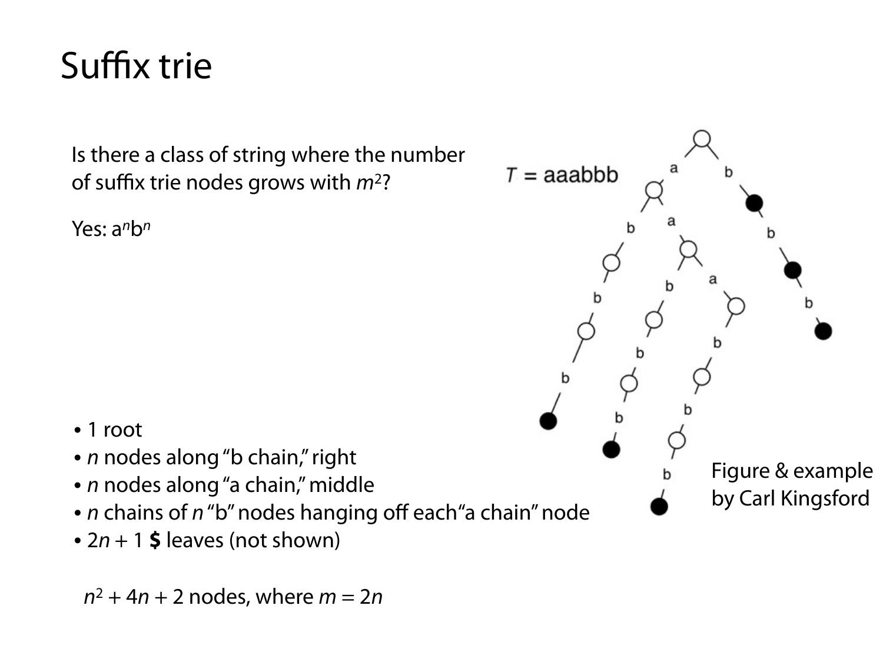# Suffix trie

Is there a class of string where the number of suffix trie nodes grows with $m^2$?

Yes: $a^n b^n$

$T$ = aaabbb

- 1 root
- $n$ nodes along "b chain," right
- $n$ nodes along "a chain," middle
- $n$ chains of $n$ "b" nodes hanging off each "a chain" node
- $2n + 1$ **$** leaves (not shown)

$n^2 + 4n + 2$ nodes, where $m = 2n$

Figure & example by Carl Kingsford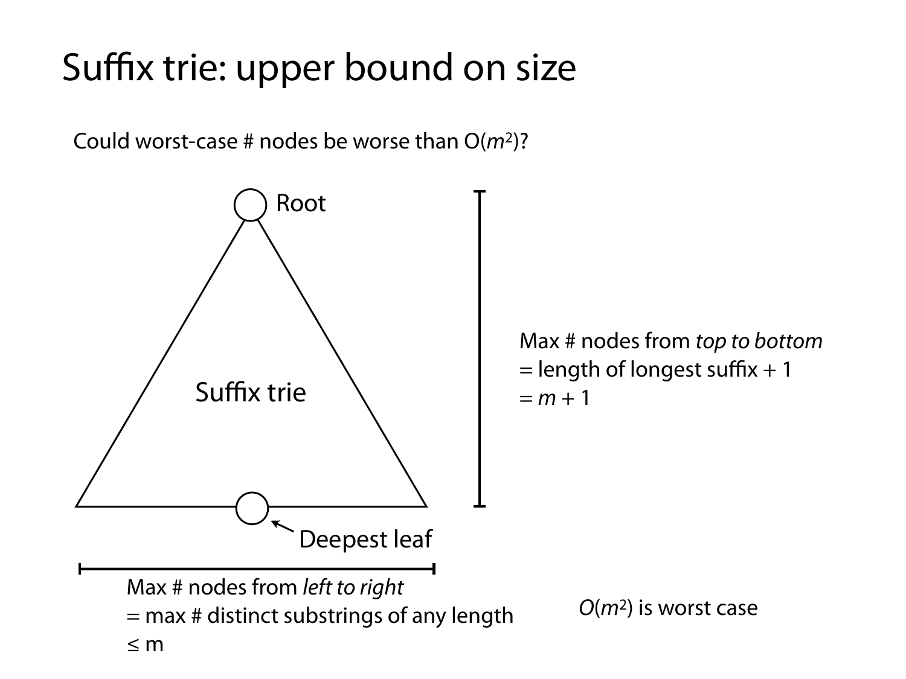# Suffix trie: upper bound on size

Could worst-case # nodes be worse than $O(m^2)$?

Root

Suffix trie

Deepest leaf

Max # nodes from *top to bottom*
= length of longest suffix + 1
= $m$ + 1

Max # nodes from *left to right*
= max # distinct substrings of any length
≤ m

$O(m^2)$ is worst case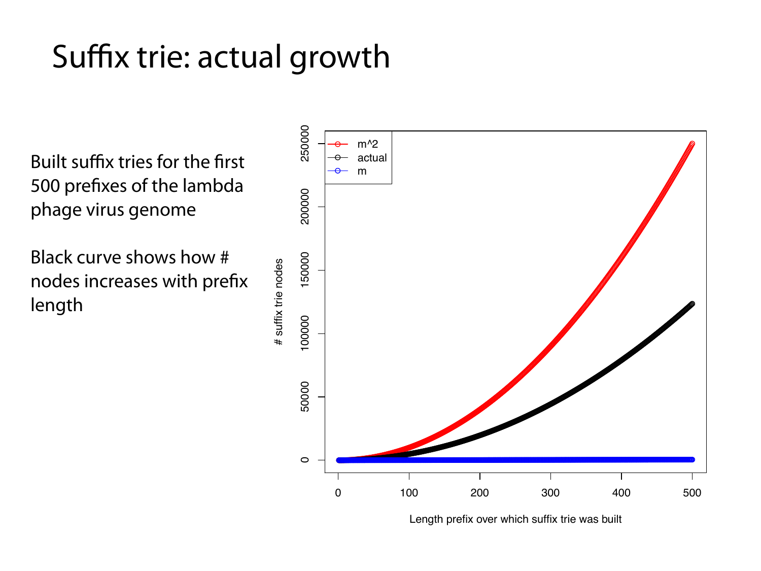# Suffix trie: actual growth

Built suffix tries for the first 500 prefixes of the lambda phage virus genome

Black curve shows how # nodes increases with prefix length

m^2
actual
m

# suffix trie nodes

0
50000
100000
150000
200000
250000

0
100
200
300
400
500

Length prefix over which suffix trie was built